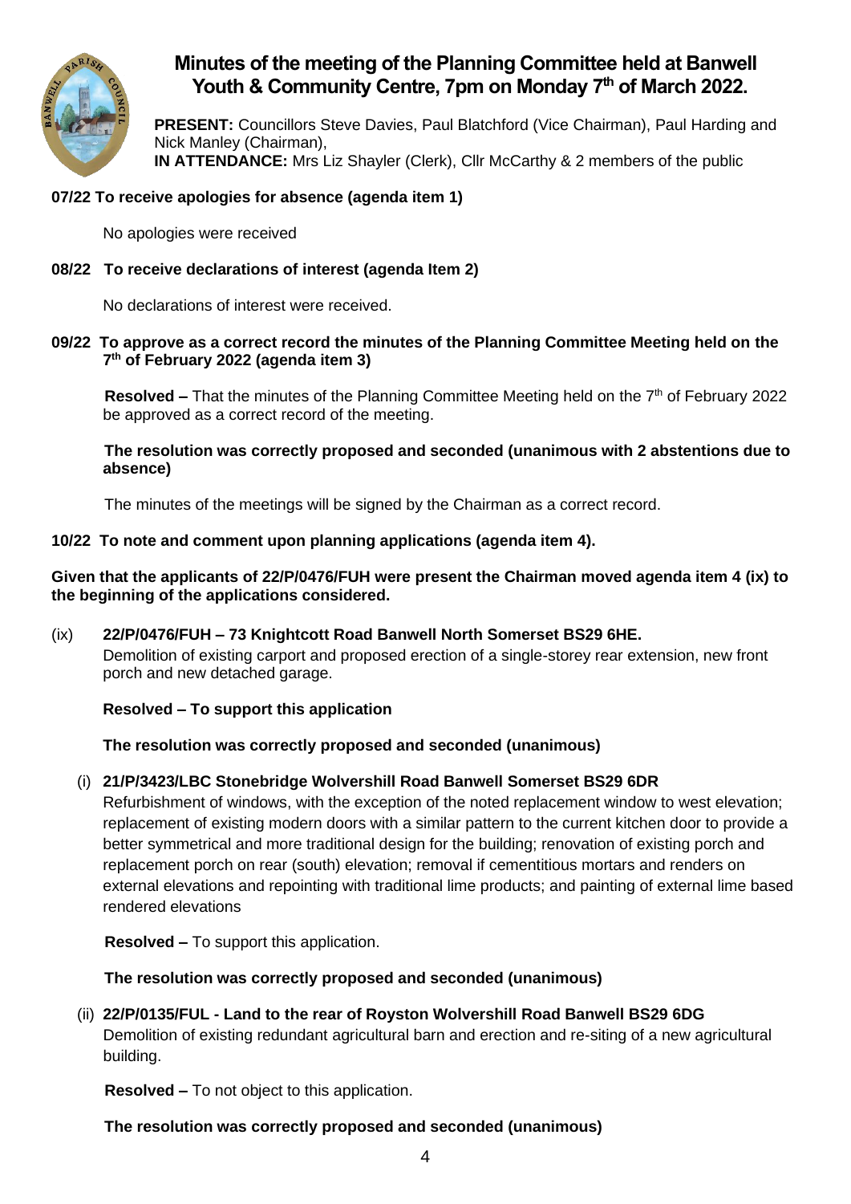# Minutes of the meeting of the Planning Committee held at Banwell Youth & Community Centre, 7pm on Monday 7th of March 2022.

**PRESENT:** Councillors Steve Davies, Paul Blatchford (Vice Chairman), Paul Harding and Nick Manley (Chairman),
**IN ATTENDANCE:** Mrs Liz Shayler (Clerk), Cllr McCarthy & 2 members of the public

**07/22 To receive apologies for absence (agenda item 1)**

No apologies were received

**08/22 To receive declarations of interest (agenda Item 2)**

No declarations of interest were received.

**09/22 To approve as a correct record the minutes of the Planning Committee Meeting held on the 7th of February 2022 (agenda item 3)**

**Resolved –** That the minutes of the Planning Committee Meeting held on the 7th of February 2022 be approved as a correct record of the meeting.

**The resolution was correctly proposed and seconded (unanimous with 2 abstentions due to absence)**

The minutes of the meetings will be signed by the Chairman as a correct record.

**10/22 To note and comment upon planning applications (agenda item 4).**

**Given that the applicants of 22/P/0476/FUH were present the Chairman moved agenda item 4 (ix) to the beginning of the applications considered.**

(ix) **22/P/0476/FUH – 73 Knightcott Road Banwell North Somerset BS29 6HE.**
Demolition of existing carport and proposed erection of a single-storey rear extension, new front porch and new detached garage.

**Resolved – To support this application**

**The resolution was correctly proposed and seconded (unanimous)**

(i) **21/P/3423/LBC Stonebridge Wolvershill Road Banwell Somerset BS29 6DR**
Refurbishment of windows, with the exception of the noted replacement window to west elevation; replacement of existing modern doors with a similar pattern to the current kitchen door to provide a better symmetrical and more traditional design for the building; renovation of existing porch and replacement porch on rear (south) elevation; removal if cementitious mortars and renders on external elevations and repointing with traditional lime products; and painting of external lime based rendered elevations

**Resolved –** To support this application.

**The resolution was correctly proposed and seconded (unanimous)**

(ii) **22/P/0135/FUL - Land to the rear of Royston Wolvershill Road Banwell BS29 6DG**
Demolition of existing redundant agricultural barn and erection and re-siting of a new agricultural building.

**Resolved –** To not object to this application.

**The resolution was correctly proposed and seconded (unanimous)**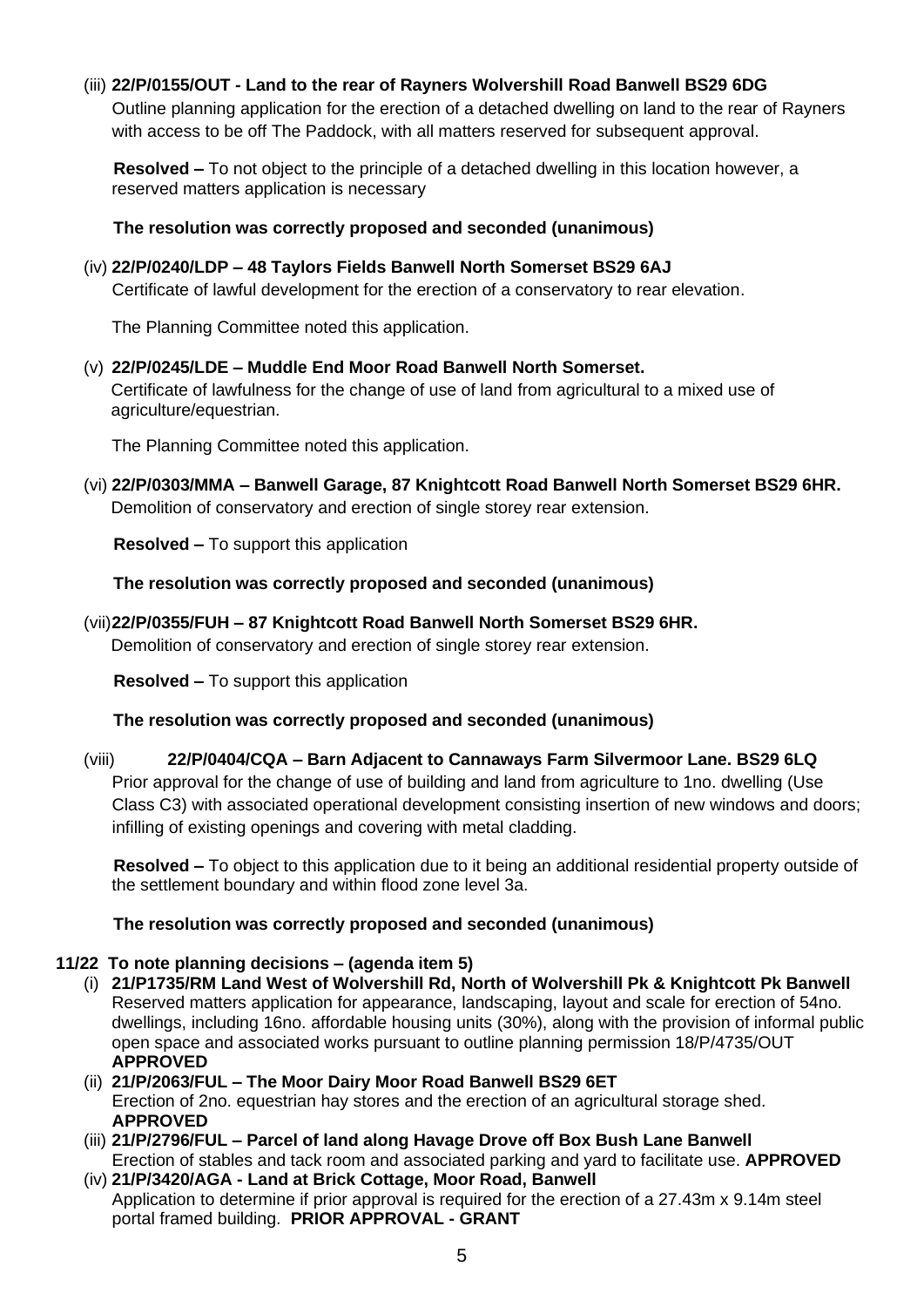(iii) **22/P/0155/OUT - Land to the rear of Rayners Wolvershill Road Banwell BS29 6DG**
Outline planning application for the erection of a detached dwelling on land to the rear of Rayners with access to be off The Paddock, with all matters reserved for subsequent approval.

**Resolved –** To not object to the principle of a detached dwelling in this location however, a reserved matters application is necessary

**The resolution was correctly proposed and seconded (unanimous)**

(iv) **22/P/0240/LDP – 48 Taylors Fields Banwell North Somerset BS29 6AJ**
Certificate of lawful development for the erection of a conservatory to rear elevation.

The Planning Committee noted this application.

(v) **22/P/0245/LDE – Muddle End Moor Road Banwell North Somerset.**
Certificate of lawfulness for the change of use of land from agricultural to a mixed use of agriculture/equestrian.

The Planning Committee noted this application.

(vi) **22/P/0303/MMA – Banwell Garage, 87 Knightcott Road Banwell North Somerset BS29 6HR.**
Demolition of conservatory and erection of single storey rear extension.

**Resolved –** To support this application

**The resolution was correctly proposed and seconded (unanimous)**

(vii) **22/P/0355/FUH – 87 Knightcott Road Banwell North Somerset BS29 6HR.**
Demolition of conservatory and erection of single storey rear extension.

**Resolved –** To support this application

**The resolution was correctly proposed and seconded (unanimous)**

(viii) **22/P/0404/CQA – Barn Adjacent to Cannaways Farm Silvermoor Lane. BS29 6LQ**
Prior approval for the change of use of building and land from agriculture to 1no. dwelling (Use Class C3) with associated operational development consisting insertion of new windows and doors; infilling of existing openings and covering with metal cladding.

**Resolved –** To object to this application due to it being an additional residential property outside of the settlement boundary and within flood zone level 3a.

**The resolution was correctly proposed and seconded (unanimous)**

**11/22 To note planning decisions – (agenda item 5)**

(i) **21/P1735/RM Land West of Wolvershill Rd, North of Wolvershill Pk & Knightcott Pk Banwell**
Reserved matters application for appearance, landscaping, layout and scale for erection of 54no. dwellings, including 16no. affordable housing units (30%), along with the provision of informal public open space and associated works pursuant to outline planning permission 18/P/4735/OUT
**APPROVED**

(ii) **21/P/2063/FUL – The Moor Dairy Moor Road Banwell BS29 6ET**
Erection of 2no. equestrian hay stores and the erection of an agricultural storage shed.
**APPROVED**

(iii) **21/P/2796/FUL – Parcel of land along Havage Drove off Box Bush Lane Banwell**
Erection of stables and tack room and associated parking and yard to facilitate use. **APPROVED**

(iv) **21/P/3420/AGA - Land at Brick Cottage, Moor Road, Banwell**
Application to determine if prior approval is required for the erection of a 27.43m x 9.14m steel portal framed building. **PRIOR APPROVAL - GRANT**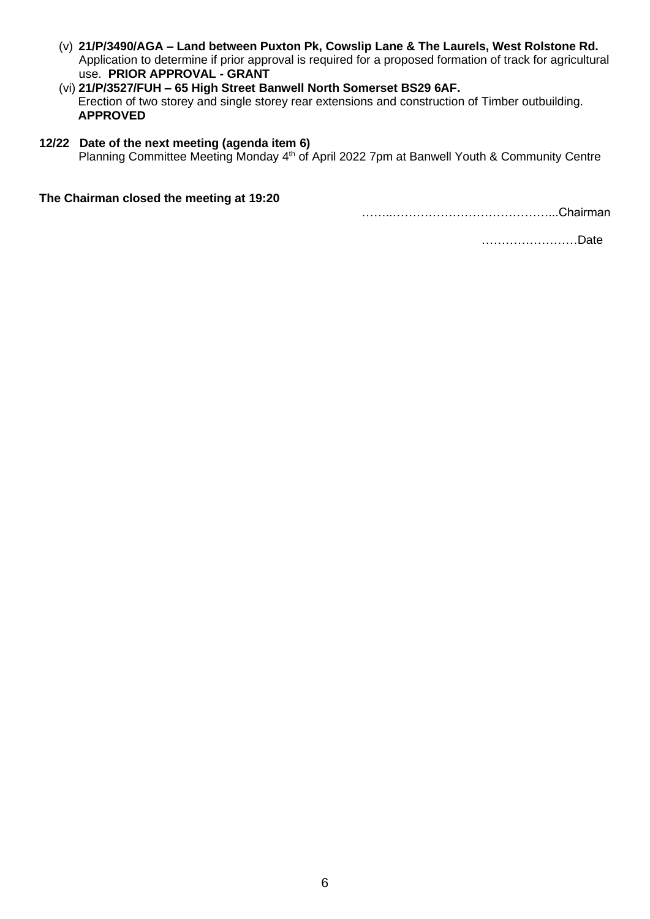(v) **21/P/3490/AGA – Land between Puxton Pk, Cowslip Lane & The Laurels, West Rolstone Rd.** Application to determine if prior approval is required for a proposed formation of track for agricultural use. **PRIOR APPROVAL - GRANT**

(vi) **21/P/3527/FUH – 65 High Street Banwell North Somerset BS29 6AF.** Erection of two storey and single storey rear extensions and construction of Timber outbuilding. **APPROVED**

**12/22 Date of the next meeting (agenda item 6)**

Planning Committee Meeting Monday 4th of April 2022 7pm at Banwell Youth & Community Centre

**The Chairman closed the meeting at 19:20**

……..…………………………………...Chairman

……………………Date